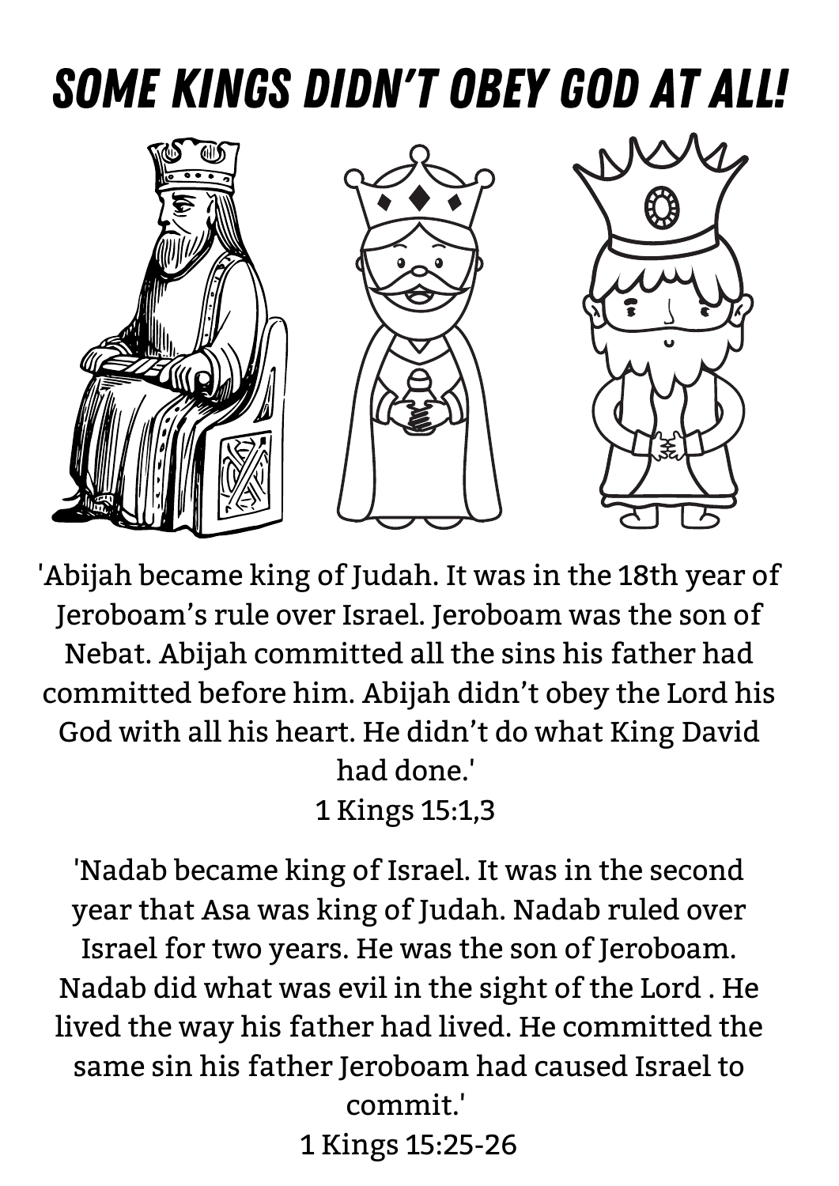# SOME KINGS DIDN'T OBEY GOD AT ALL!

'Abijah became king of Judah. It was in the 18th year of Jeroboam's rule over Israel. Jeroboam was the son of Nebat. Abijah committed all the sins his father had committed before him. Abijah didn't obey the Lord his God with all his heart. He didn't do what King David had done.'

1 Kings 15:1,3

'Nadab became king of Israel. It was in the second year that Asa was king of Judah. Nadab ruled over Israel for two years. He was the son of Jeroboam. Nadab did what was evil in the sight of the Lord . He lived the way his father had lived. He committed the same sin his father Jeroboam had caused Israel to commit.'

1 Kings 15:25-26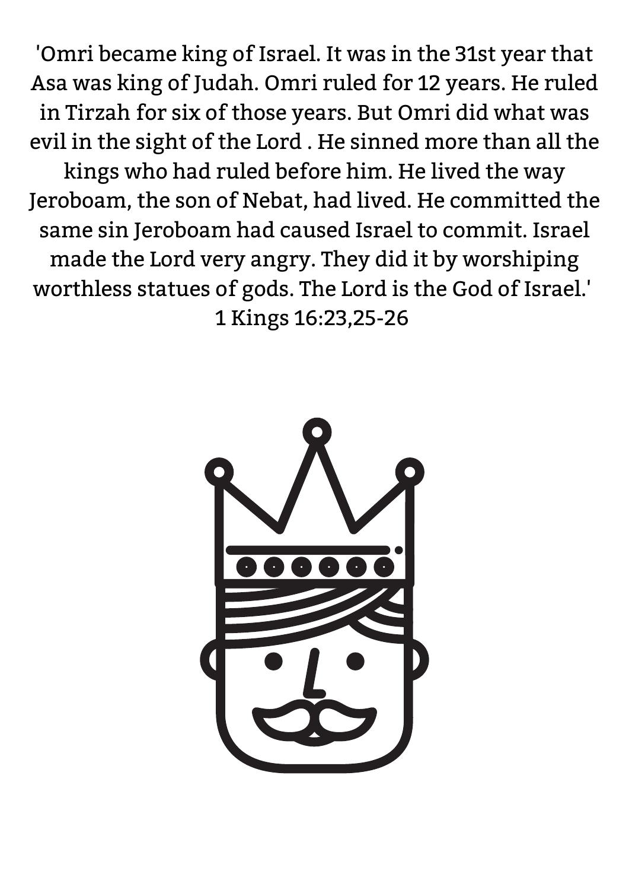'Omri became king of Israel. It was in the 31st year that Asa was king of Judah. Omri ruled for 12 years. He ruled in Tirzah for six of those years. But Omri did what was evil in the sight of the Lord . He sinned more than all the kings who had ruled before him. He lived the way Jeroboam, the son of Nebat, had lived. He committed the same sin Jeroboam had caused Israel to commit. Israel made the Lord very angry. They did it by worshiping worthless statues of gods. The Lord is the God of Israel.' 1 Kings 16:23,25-26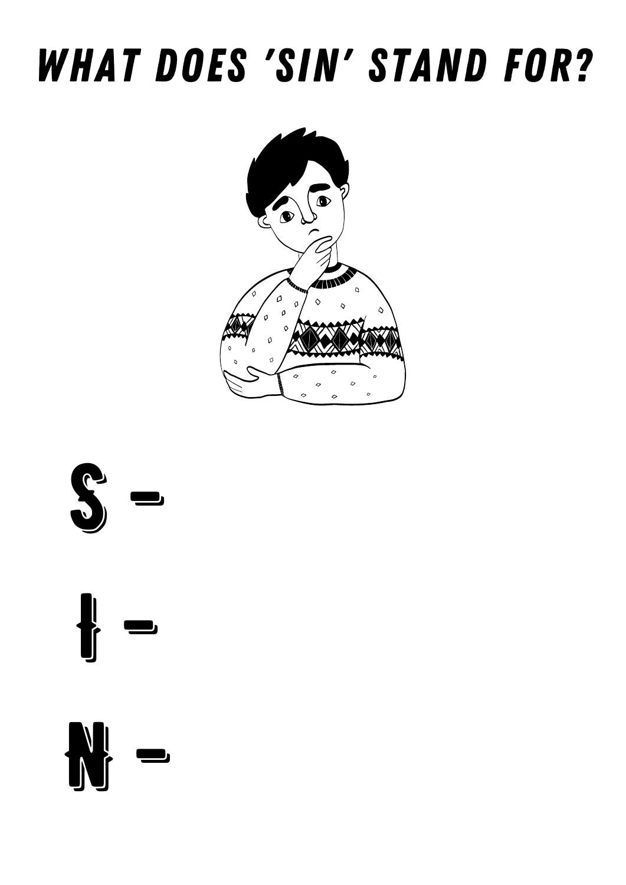# WHAT DOES 'SIN' STAND FOR?

S –

I –

N –